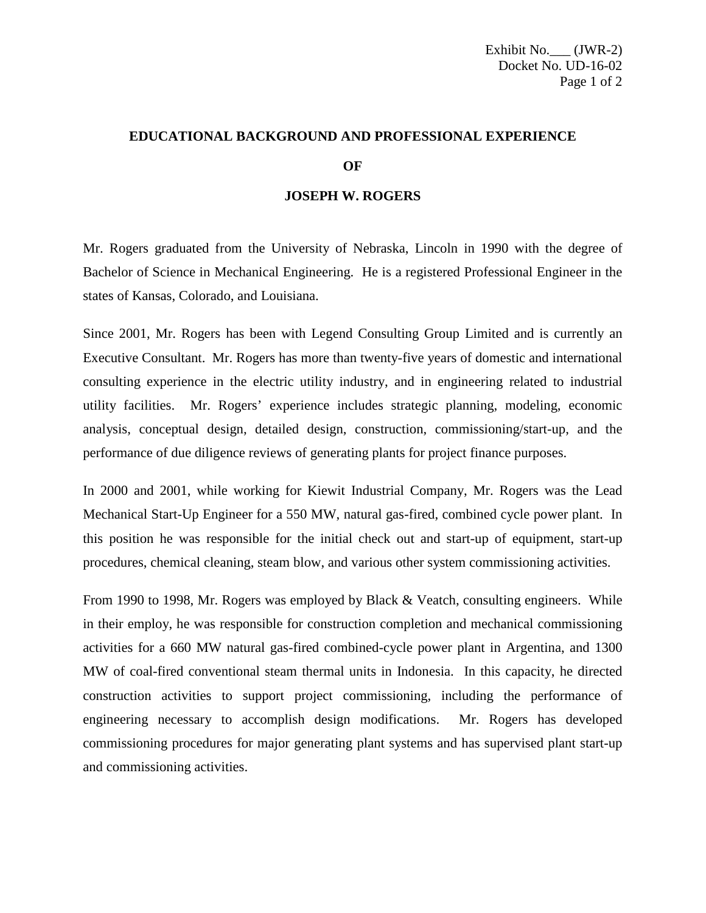Exhibit No.___ (JWR-2)
Docket No. UD-16-02

# EDUCATIONAL BACKGROUND AND PROFESSIONAL EXPERIENCE

# OF

# JOSEPH W. ROGERS

Mr. Rogers graduated from the University of Nebraska, Lincoln in 1990 with the degree of Bachelor of Science in Mechanical Engineering. He is a registered Professional Engineer in the states of Kansas, Colorado, and Louisiana.

Since 2001, Mr. Rogers has been with Legend Consulting Group Limited and is currently an Executive Consultant. Mr. Rogers has more than twenty-five years of domestic and international consulting experience in the electric utility industry, and in engineering related to industrial utility facilities. Mr. Rogers' experience includes strategic planning, modeling, economic analysis, conceptual design, detailed design, construction, commissioning/start-up, and the performance of due diligence reviews of generating plants for project finance purposes.

In 2000 and 2001, while working for Kiewit Industrial Company, Mr. Rogers was the Lead Mechanical Start-Up Engineer for a 550 MW, natural gas-fired, combined cycle power plant. In this position he was responsible for the initial check out and start-up of equipment, start-up procedures, chemical cleaning, steam blow, and various other system commissioning activities.

From 1990 to 1998, Mr. Rogers was employed by Black & Veatch, consulting engineers. While in their employ, he was responsible for construction completion and mechanical commissioning activities for a 660 MW natural gas-fired combined-cycle power plant in Argentina, and 1300 MW of coal-fired conventional steam thermal units in Indonesia. In this capacity, he directed construction activities to support project commissioning, including the performance of engineering necessary to accomplish design modifications. Mr. Rogers has developed commissioning procedures for major generating plant systems and has supervised plant start-up and commissioning activities.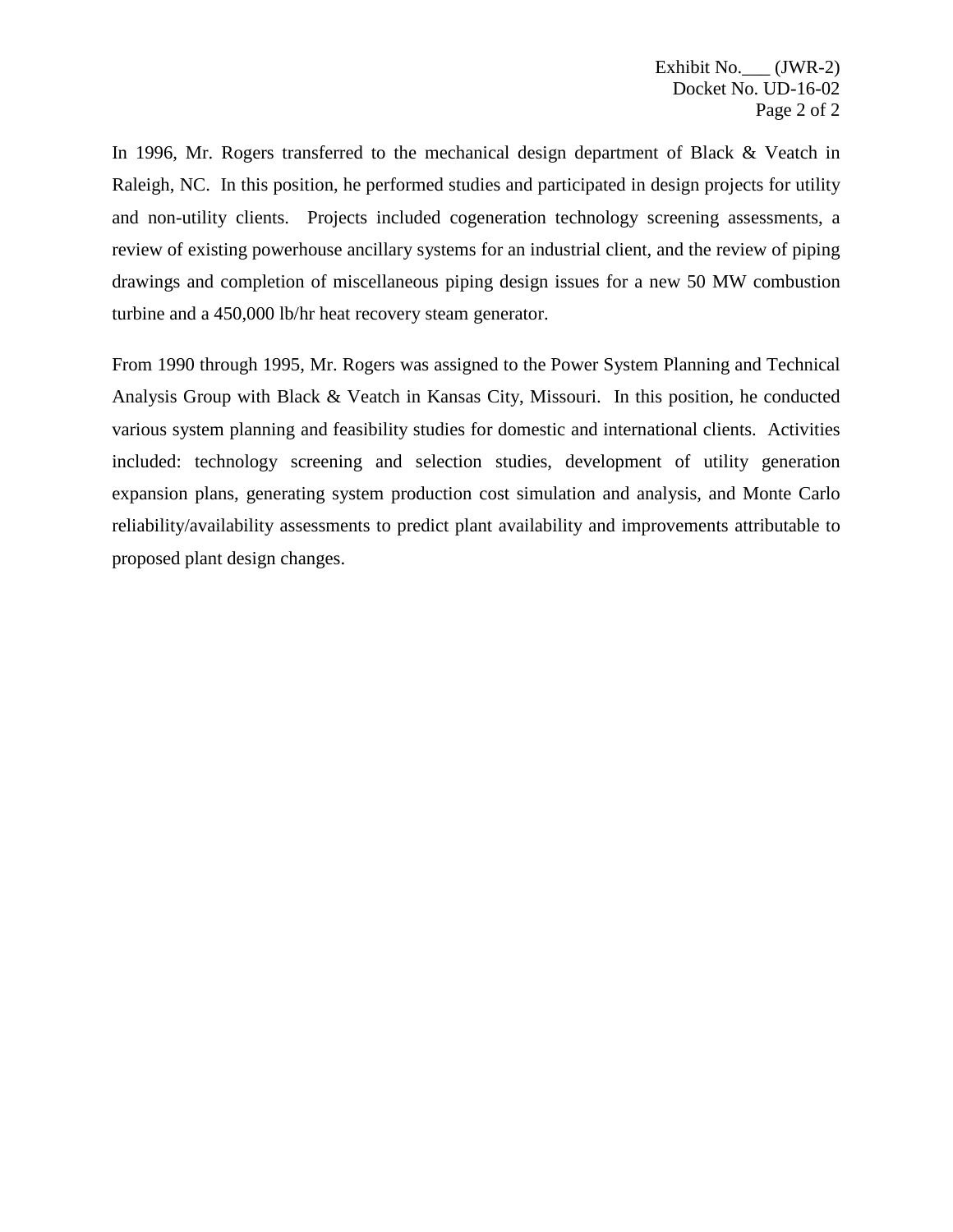In 1996, Mr. Rogers transferred to the mechanical design department of Black & Veatch in Raleigh, NC. In this position, he performed studies and participated in design projects for utility and non-utility clients. Projects included cogeneration technology screening assessments, a review of existing powerhouse ancillary systems for an industrial client, and the review of piping drawings and completion of miscellaneous piping design issues for a new 50 MW combustion turbine and a 450,000 lb/hr heat recovery steam generator.

From 1990 through 1995, Mr. Rogers was assigned to the Power System Planning and Technical Analysis Group with Black & Veatch in Kansas City, Missouri. In this position, he conducted various system planning and feasibility studies for domestic and international clients. Activities included: technology screening and selection studies, development of utility generation expansion plans, generating system production cost simulation and analysis, and Monte Carlo reliability/availability assessments to predict plant availability and improvements attributable to proposed plant design changes.